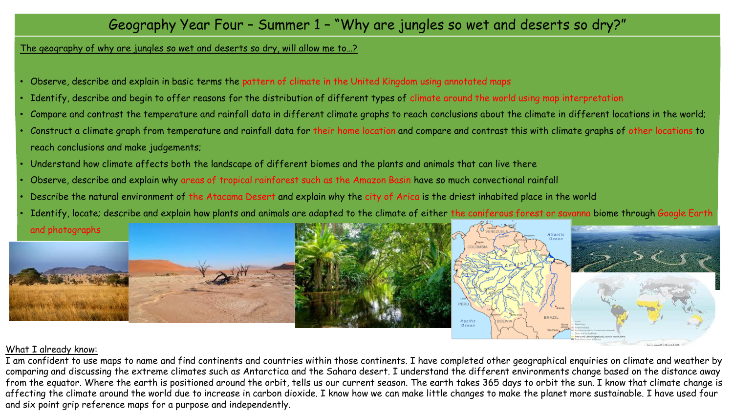# Geography Year Four – Summer 1 – "Why are jungles so wet and deserts so dry?"

The geography of why are jungles so wet and deserts so dry, will allow me to…?

- Observe, describe and explain in basic terms the pattern of climate in the United Kingdom using annotated maps
- Identify, describe and begin to offer reasons for the distribution of different types of climate around the world using map interpretation
- Compare and contrast the temperature and rainfall data in different climate graphs to reach conclusions about the climate in different locations in the world;
- Construct a climate graph from temperature and rainfall data for their home location and compare and contrast this with climate graphs of other locations to reach conclusions and make judgements;
- Understand how climate affects both the landscape of different biomes and the plants and animals that can live there
- Observe, describe and explain why areas of tropical rainforest such as the Amazon Basin have so much convectional rainfall
- Describe the natural environment of the Atacama Desert and explain why the city of Arica is the driest inhabited place in the world
- Identify, locate; describe and explain how plants and animals are adapted to the climate of either the coniferous forest or savanna biome through Google Earth and photographs

What I already know:

I am confident to use maps to name and find continents and countries within those continents. I have completed other geographical enquiries on climate and weather by comparing and discussing the extreme climates such as Antarctica and the Sahara desert. I understand the different environments change based on the distance away from the equator. Where the earth is positioned around the orbit, tells us our current season. The earth takes 365 days to orbit the sun. I know that climate change is affecting the climate around the world due to increase in carbon dioxide. I know how we can make little changes to make the planet more sustainable. I have used four and six point grip reference maps for a purpose and independently.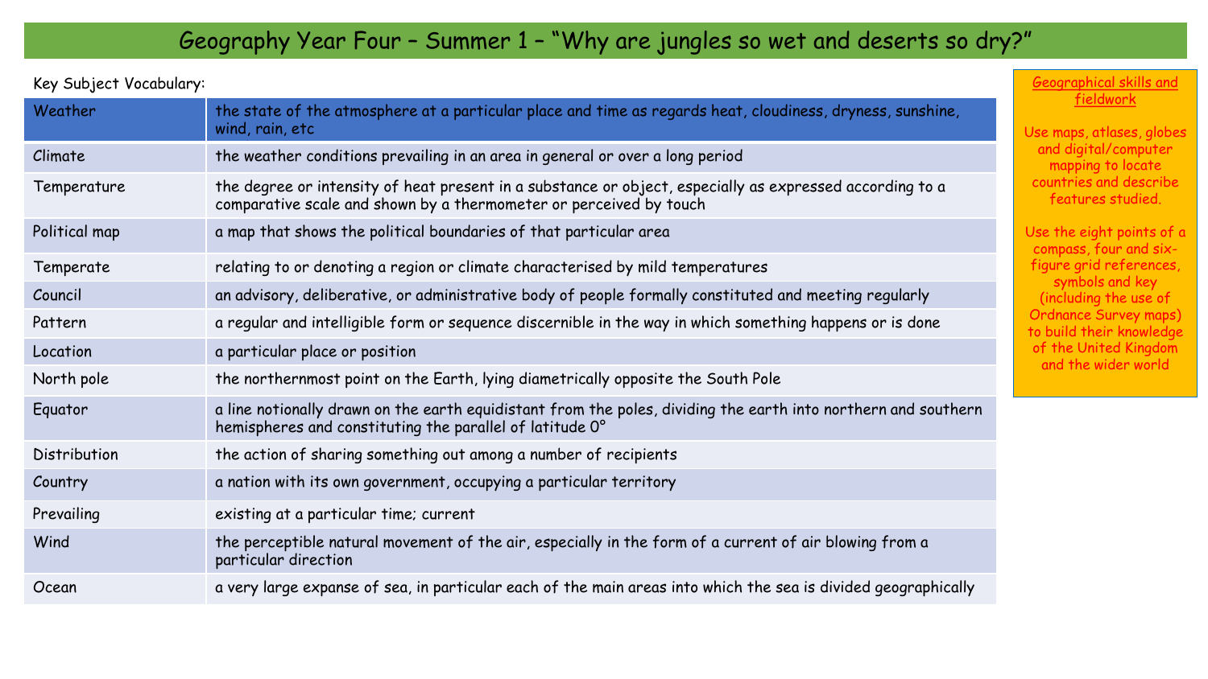# Geography Year Four – Summer 1 – "Why are jungles so wet and deserts so dry?"

Key Subject Vocabulary:

| Weather | the state of the atmosphere at a particular place and time as regards heat, cloudiness, dryness, sunshine, wind, rain, etc |
|---|---|
| Climate | the weather conditions prevailing in an area in general or over a long period |
| Temperature | the degree or intensity of heat present in a substance or object, especially as expressed according to a comparative scale and shown by a thermometer or perceived by touch |
| Political map | a map that shows the political boundaries of that particular area |
| Temperate | relating to or denoting a region or climate characterised by mild temperatures |
| Council | an advisory, deliberative, or administrative body of people formally constituted and meeting regularly |
| Pattern | a regular and intelligible form or sequence discernible in the way in which something happens or is done |
| Location | a particular place or position |
| North pole | the northernmost point on the Earth, lying diametrically opposite the South Pole |
| Equator | a line notionally drawn on the earth equidistant from the poles, dividing the earth into northern and southern hemispheres and constituting the parallel of latitude 0° |
| Distribution | the action of sharing something out among a number of recipients |
| Country | a nation with its own government, occupying a particular territory |
| Prevailing | existing at a particular time; current |
| Wind | the perceptible natural movement of the air, especially in the form of a current of air blowing from a particular direction |
| Ocean | a very large expanse of sea, in particular each of the main areas into which the sea is divided geographically |

**Geographical skills and fieldwork**

Use maps, atlases, globes and digital/computer mapping to locate countries and describe features studied.

Use the eight points of a compass, four and six-figure grid references, symbols and key (including the use of Ordnance Survey maps) to build their knowledge of the United Kingdom and the wider world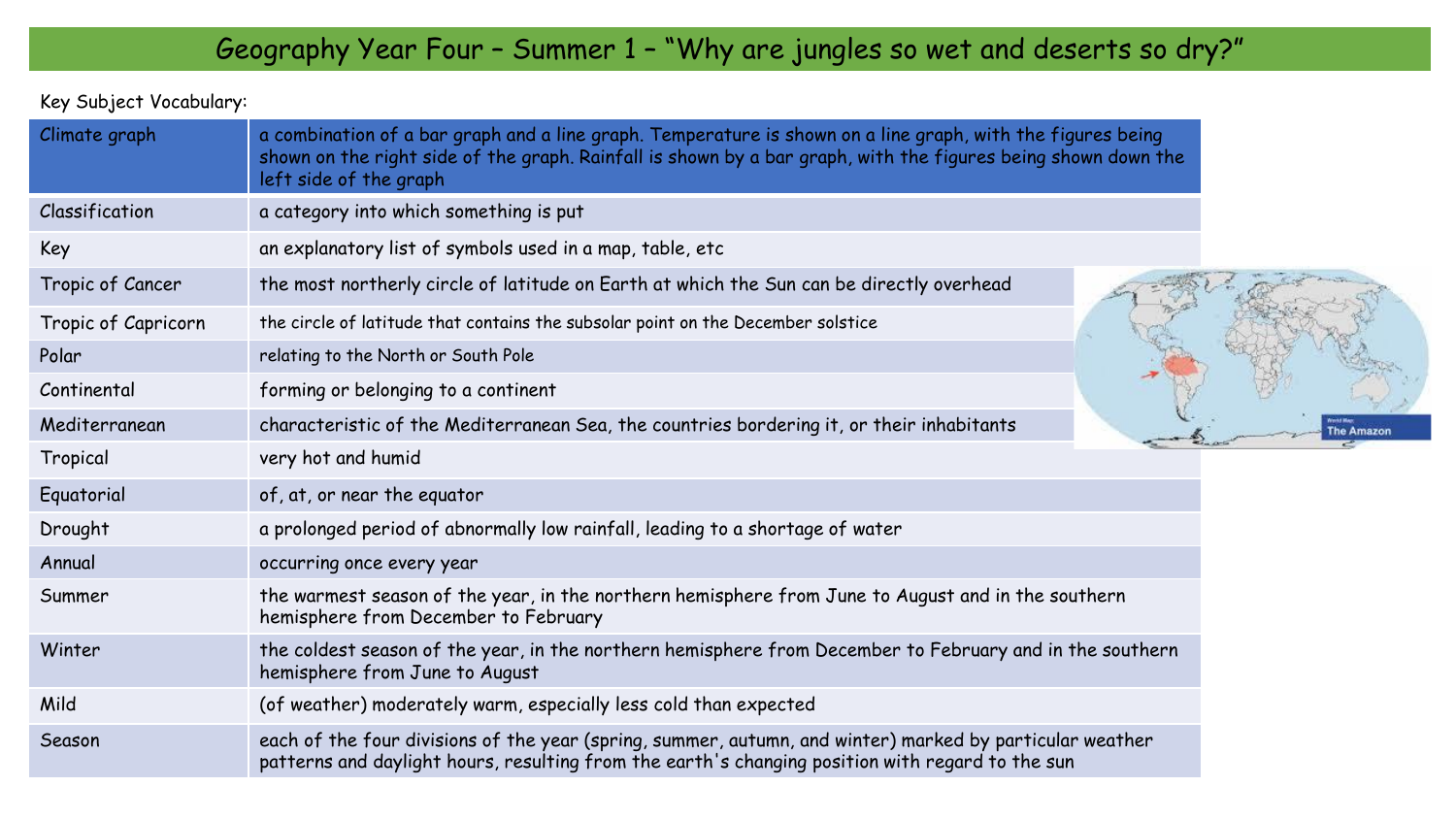# Geography Year Four – Summer 1 – "Why are jungles so wet and deserts so dry?"

Key Subject Vocabulary:

| | |
|---|---|
| Climate graph | a combination of a bar graph and a line graph. Temperature is shown on a line graph, with the figures being shown on the right side of the graph. Rainfall is shown by a bar graph, with the figures being shown down the left side of the graph |
| Classification | a category into which something is put |
| Key | an explanatory list of symbols used in a map, table, etc |
| Tropic of Cancer | the most northerly circle of latitude on Earth at which the Sun can be directly overhead |
| Tropic of Capricorn | the circle of latitude that contains the subsolar point on the December solstice |
| Polar | relating to the North or South Pole |
| Continental | forming or belonging to a continent |
| Mediterranean | characteristic of the Mediterranean Sea, the countries bordering it, or their inhabitants |
| Tropical | very hot and humid |
| Equatorial | of, at, or near the equator |
| Drought | a prolonged period of abnormally low rainfall, leading to a shortage of water |
| Annual | occurring once every year |
| Summer | the warmest season of the year, in the northern hemisphere from June to August and in the southern hemisphere from December to February |
| Winter | the coldest season of the year, in the northern hemisphere from December to February and in the southern hemisphere from June to August |
| Mild | (of weather) moderately warm, especially less cold than expected |
| Season | each of the four divisions of the year (spring, summer, autumn, and winter) marked by particular weather patterns and daylight hours, resulting from the earth's changing position with regard to the sun |

The Amazon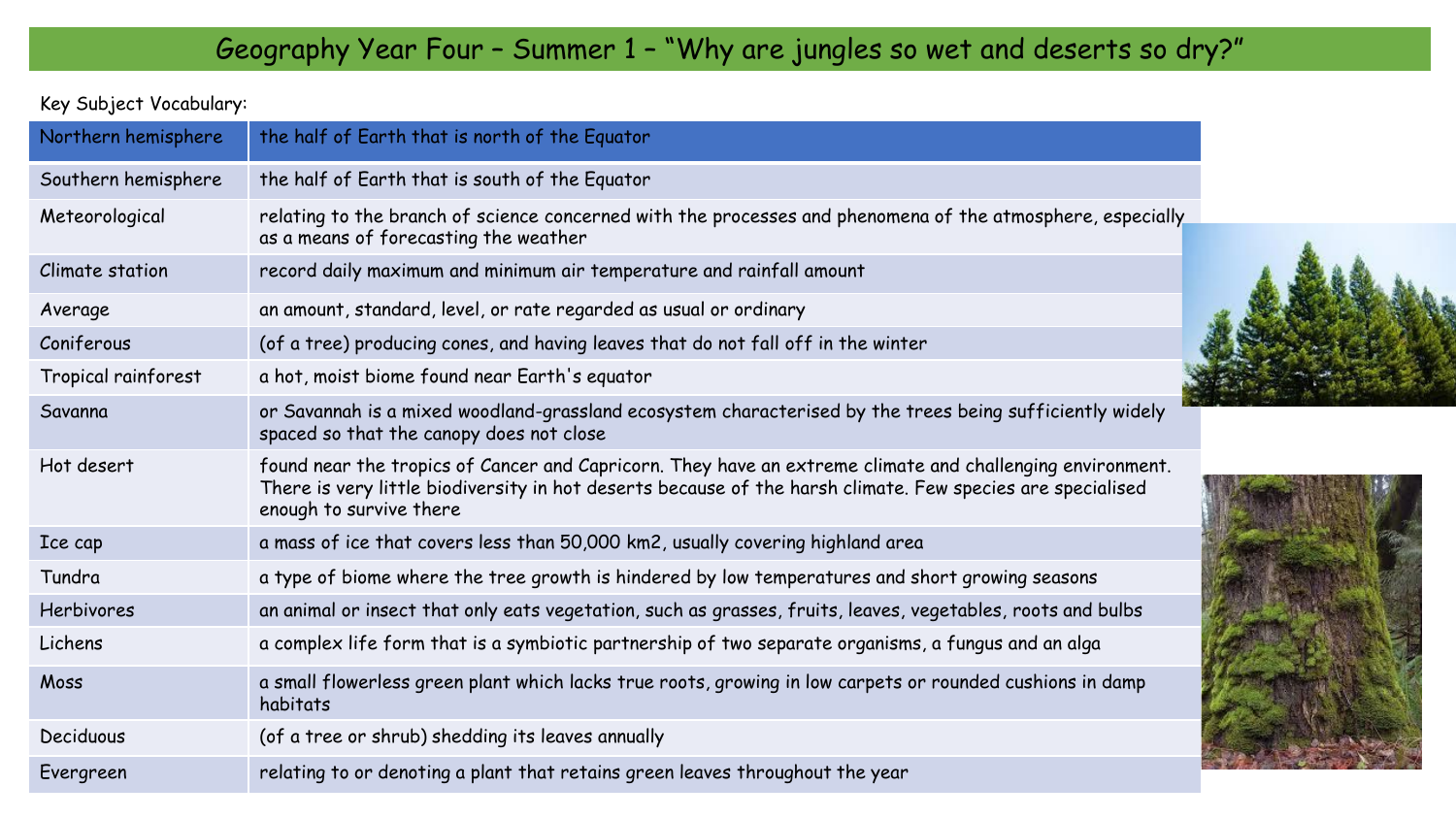# Geography Year Four – Summer 1 – "Why are jungles so wet and deserts so dry?"

Key Subject Vocabulary:

| Term | Definition |
|---|---|
| Northern hemisphere | the half of Earth that is north of the Equator |
| Southern hemisphere | the half of Earth that is south of the Equator |
| Meteorological | relating to the branch of science concerned with the processes and phenomena of the atmosphere, especially as a means of forecasting the weather |
| Climate station | record daily maximum and minimum air temperature and rainfall amount |
| Average | an amount, standard, level, or rate regarded as usual or ordinary |
| Coniferous | (of a tree) producing cones, and having leaves that do not fall off in the winter |
| Tropical rainforest | a hot, moist biome found near Earth's equator |
| Savanna | or Savannah is a mixed woodland-grassland ecosystem characterised by the trees being sufficiently widely spaced so that the canopy does not close |
| Hot desert | found near the tropics of Cancer and Capricorn. They have an extreme climate and challenging environment. There is very little biodiversity in hot deserts because of the harsh climate. Few species are specialised enough to survive there |
| Ice cap | a mass of ice that covers less than 50,000 km2, usually covering highland area |
| Tundra | a type of biome where the tree growth is hindered by low temperatures and short growing seasons |
| Herbivores | an animal or insect that only eats vegetation, such as grasses, fruits, leaves, vegetables, roots and bulbs |
| Lichens | a complex life form that is a symbiotic partnership of two separate organisms, a fungus and an alga |
| Moss | a small flowerless green plant which lacks true roots, growing in low carpets or rounded cushions in damp habitats |
| Deciduous | (of a tree or shrub) shedding its leaves annually |
| Evergreen | relating to or denoting a plant that retains green leaves throughout the year |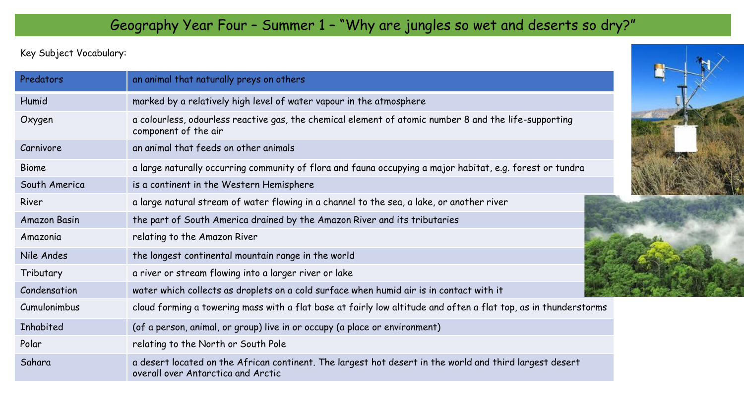# Geography Year Four – Summer 1 – "Why are jungles so wet and deserts so dry?"

Key Subject Vocabulary:

| | |
|---|---|
| Predators | an animal that naturally preys on others |
| Humid | marked by a relatively high level of water vapour in the atmosphere |
| Oxygen | a colourless, odourless reactive gas, the chemical element of atomic number 8 and the life-supporting component of the air |
| Carnivore | an animal that feeds on other animals |
| Biome | a large naturally occurring community of flora and fauna occupying a major habitat, e.g. forest or tundra |
| South America | is a continent in the Western Hemisphere |
| River | a large natural stream of water flowing in a channel to the sea, a lake, or another river |
| Amazon Basin | the part of South America drained by the Amazon River and its tributaries |
| Amazonia | relating to the Amazon River |
| Nile Andes | the longest continental mountain range in the world |
| Tributary | a river or stream flowing into a larger river or lake |
| Condensation | water which collects as droplets on a cold surface when humid air is in contact with it |
| Cumulonimbus | cloud forming a towering mass with a flat base at fairly low altitude and often a flat top, as in thunderstorms |
| Inhabited | (of a person, animal, or group) live in or occupy (a place or environment) |
| Polar | relating to the North or South Pole |
| Sahara | a desert located on the African continent. The largest hot desert in the world and third largest desert overall over Antarctica and Arctic |